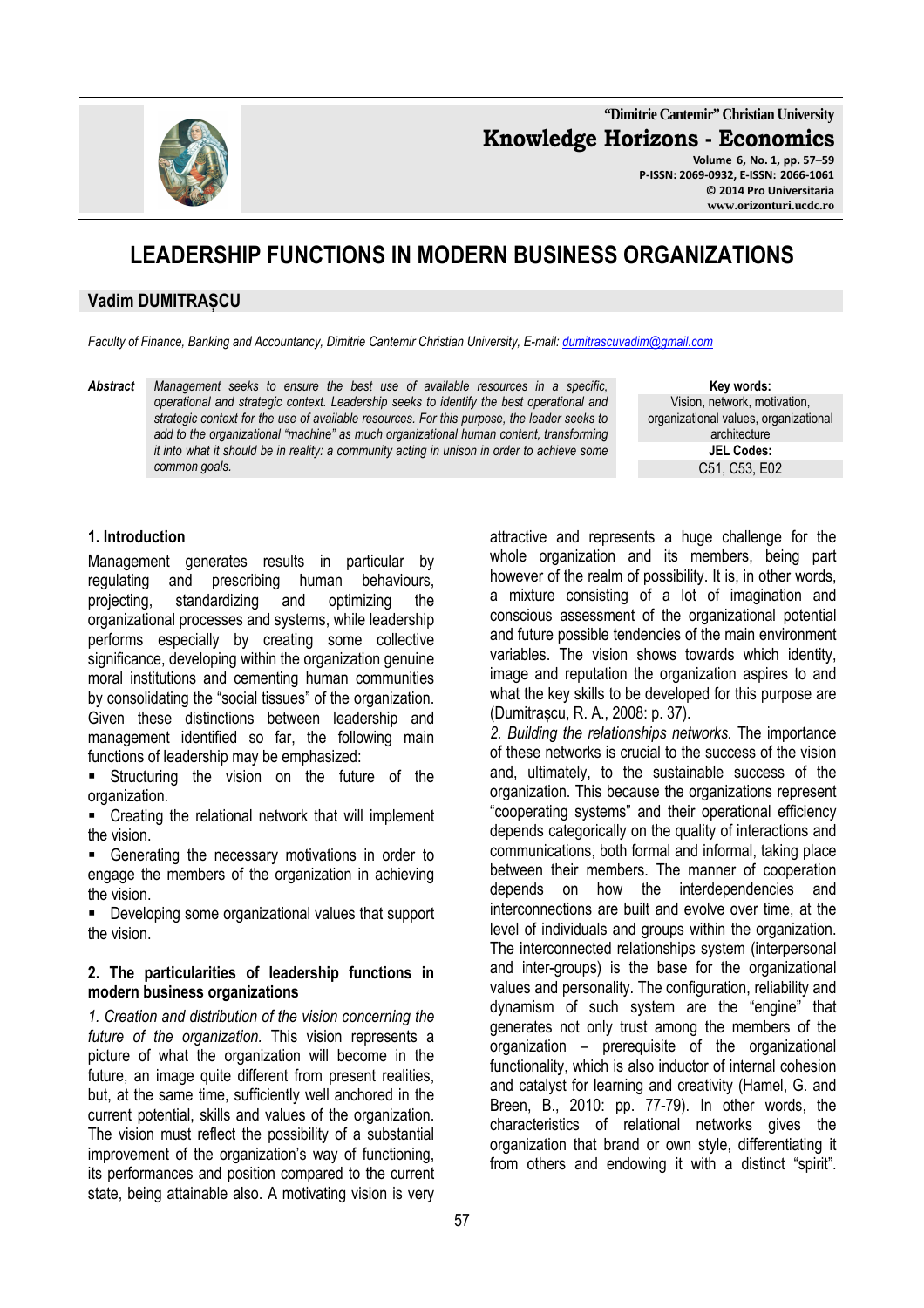# LEADERSHIP FUNCTIONS IN MODERN BUSINESS ORGANIZATIONS

**Vadim DUMITRAȘCU**

*Faculty of Finance, Banking and Accountancy, Dimitrie Cantemir Christian University, E-mail: dumitrascuvadim@gmail.com*

***Abstract*** *Management seeks to ensure the best use of available resources in a specific, operational and strategic context. Leadership seeks to identify the best operational and strategic context for the use of available resources. For this purpose, the leader seeks to add to the organizational "machine" as much organizational human content, transforming it into what it should be in reality: a community acting in unison in order to achieve some common goals.*

**Key words:** Vision, network, motivation, organizational values, organizational architecture

**JEL Codes:** C51, C53, E02

## 1. Introduction

Management generates results in particular by regulating and prescribing human behaviours, projecting, standardizing and optimizing the organizational processes and systems, while leadership performs especially by creating some collective significance, developing within the organization genuine moral institutions and cementing human communities by consolidating the "social tissues" of the organization. Given these distinctions between leadership and management identified so far, the following main functions of leadership may be emphasized:

- Structuring the vision on the future of the organization.
- Creating the relational network that will implement the vision.
- Generating the necessary motivations in order to engage the members of the organization in achieving the vision.
- Developing some organizational values that support the vision.

## 2. The particularities of leadership functions in modern business organizations

*1. Creation and distribution of the vision concerning the future of the organization.* This vision represents a picture of what the organization will become in the future, an image quite different from present realities, but, at the same time, sufficiently well anchored in the current potential, skills and values of the organization. The vision must reflect the possibility of a substantial improvement of the organization's way of functioning, its performances and position compared to the current state, being attainable also. A motivating vision is very attractive and represents a huge challenge for the whole organization and its members, being part however of the realm of possibility. It is, in other words, a mixture consisting of a lot of imagination and conscious assessment of the organizational potential and future possible tendencies of the main environment variables. The vision shows towards which identity, image and reputation the organization aspires to and what the key skills to be developed for this purpose are (Dumitrașcu, R. A., 2008: p. 37).

*2. Building the relationships networks.* The importance of these networks is crucial to the success of the vision and, ultimately, to the sustainable success of the organization. This because the organizations represent "cooperating systems" and their operational efficiency depends categorically on the quality of interactions and communications, both formal and informal, taking place between their members. The manner of cooperation depends on how the interdependencies and interconnections are built and evolve over time, at the level of individuals and groups within the organization. The interconnected relationships system (interpersonal and inter-groups) is the base for the organizational values and personality. The configuration, reliability and dynamism of such system are the "engine" that generates not only trust among the members of the organization – prerequisite of the organizational functionality, which is also inductor of internal cohesion and catalyst for learning and creativity (Hamel, G. and Breen, B., 2010: pp. 77-79). In other words, the characteristics of relational networks gives the organization that brand or own style, differentiating it from others and endowing it with a distinct "spirit".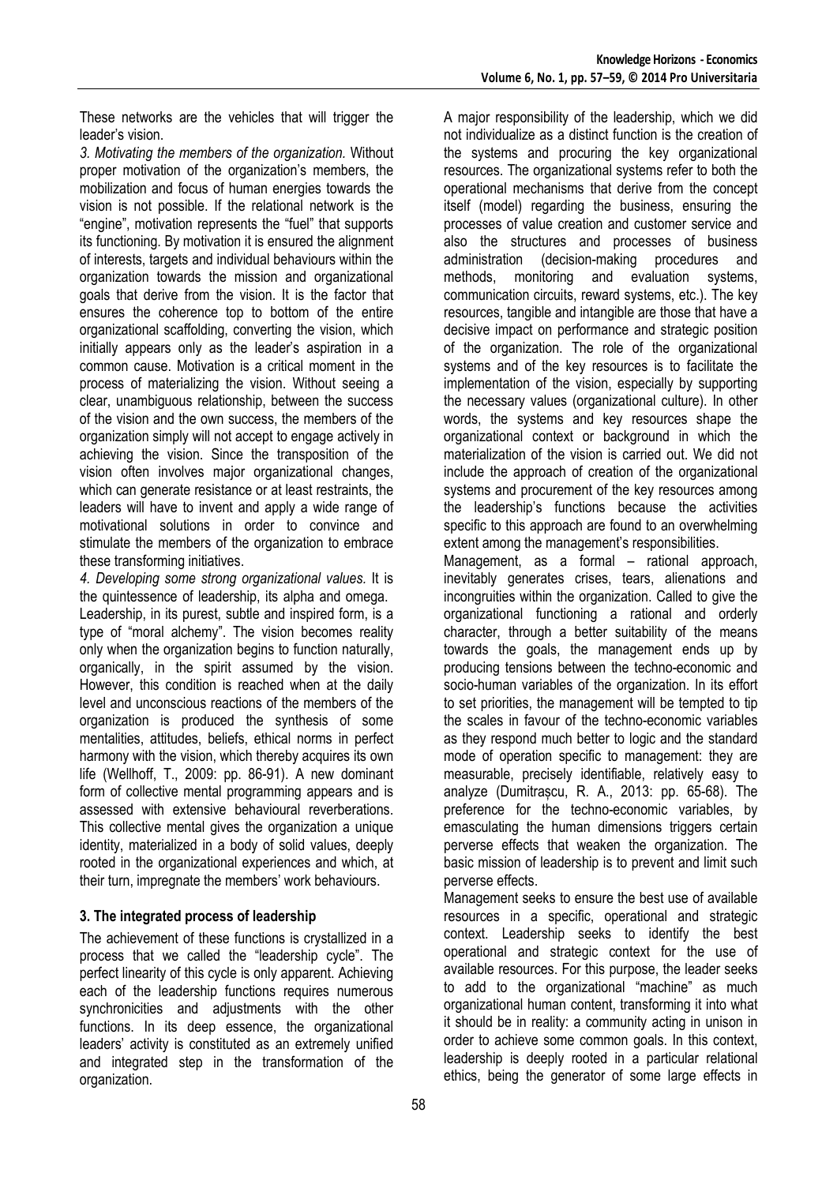These networks are the vehicles that will trigger the leader's vision.

*3. Motivating the members of the organization.* Without proper motivation of the organization's members, the mobilization and focus of human energies towards the vision is not possible. If the relational network is the "engine", motivation represents the "fuel" that supports its functioning. By motivation it is ensured the alignment of interests, targets and individual behaviours within the organization towards the mission and organizational goals that derive from the vision. It is the factor that ensures the coherence top to bottom of the entire organizational scaffolding, converting the vision, which initially appears only as the leader's aspiration in a common cause. Motivation is a critical moment in the process of materializing the vision. Without seeing a clear, unambiguous relationship, between the success of the vision and the own success, the members of the organization simply will not accept to engage actively in achieving the vision. Since the transposition of the vision often involves major organizational changes, which can generate resistance or at least restraints, the leaders will have to invent and apply a wide range of motivational solutions in order to convince and stimulate the members of the organization to embrace these transforming initiatives.

*4. Developing some strong organizational values.* It is the quintessence of leadership, its alpha and omega.

Leadership, in its purest, subtle and inspired form, is a type of "moral alchemy". The vision becomes reality only when the organization begins to function naturally, organically, in the spirit assumed by the vision. However, this condition is reached when at the daily level and unconscious reactions of the members of the organization is produced the synthesis of some mentalities, attitudes, beliefs, ethical norms in perfect harmony with the vision, which thereby acquires its own life (Wellhoff, T., 2009: pp. 86-91). A new dominant form of collective mental programming appears and is assessed with extensive behavioural reverberations. This collective mental gives the organization a unique identity, materialized in a body of solid values, deeply rooted in the organizational experiences and which, at their turn, impregnate the members' work behaviours.

## 3. The integrated process of leadership

The achievement of these functions is crystallized in a process that we called the "leadership cycle". The perfect linearity of this cycle is only apparent. Achieving each of the leadership functions requires numerous synchronicities and adjustments with the other functions. In its deep essence, the organizational leaders' activity is constituted as an extremely unified and integrated step in the transformation of the organization.

A major responsibility of the leadership, which we did not individualize as a distinct function is the creation of the systems and procuring the key organizational resources. The organizational systems refer to both the operational mechanisms that derive from the concept itself (model) regarding the business, ensuring the processes of value creation and customer service and also the structures and processes of business administration (decision-making procedures and methods, monitoring and evaluation systems, communication circuits, reward systems, etc.). The key resources, tangible and intangible are those that have a decisive impact on performance and strategic position of the organization. The role of the organizational systems and of the key resources is to facilitate the implementation of the vision, especially by supporting the necessary values (organizational culture). In other words, the systems and key resources shape the organizational context or background in which the materialization of the vision is carried out. We did not include the approach of creation of the organizational systems and procurement of the key resources among the leadership's functions because the activities specific to this approach are found to an overwhelming extent among the management's responsibilities.

Management, as a formal – rational approach, inevitably generates crises, tears, alienations and incongruities within the organization. Called to give the organizational functioning a rational and orderly character, through a better suitability of the means towards the goals, the management ends up by producing tensions between the techno-economic and socio-human variables of the organization. In its effort to set priorities, the management will be tempted to tip the scales in favour of the techno-economic variables as they respond much better to logic and the standard mode of operation specific to management: they are measurable, precisely identifiable, relatively easy to analyze (Dumitrașcu, R. A., 2013: pp. 65-68). The preference for the techno-economic variables, by emasculating the human dimensions triggers certain perverse effects that weaken the organization. The basic mission of leadership is to prevent and limit such perverse effects.

Management seeks to ensure the best use of available resources in a specific, operational and strategic context. Leadership seeks to identify the best operational and strategic context for the use of available resources. For this purpose, the leader seeks to add to the organizational "machine" as much organizational human content, transforming it into what it should be in reality: a community acting in unison in order to achieve some common goals. In this context, leadership is deeply rooted in a particular relational ethics, being the generator of some large effects in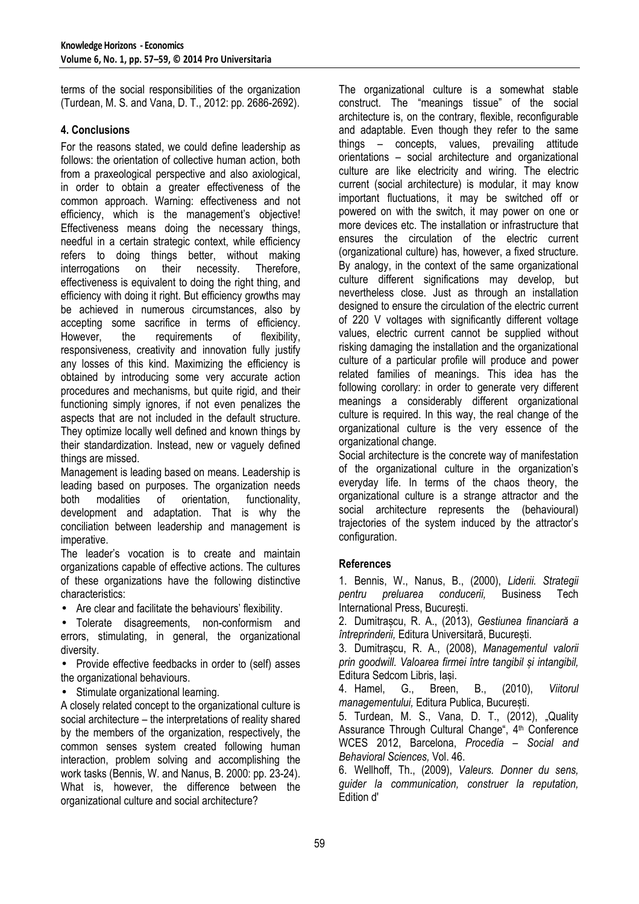terms of the social responsibilities of the organization (Turdean, M. S. and Vana, D. T., 2012: pp. 2686-2692).

## 4. Conclusions

For the reasons stated, we could define leadership as follows: the orientation of collective human action, both from a praxeological perspective and also axiological, in order to obtain a greater effectiveness of the common approach. Warning: effectiveness and not efficiency, which is the management's objective! Effectiveness means doing the necessary things, needful in a certain strategic context, while efficiency refers to doing things better, without making interrogations on their necessity. Therefore, effectiveness is equivalent to doing the right thing, and efficiency with doing it right. But efficiency growths may be achieved in numerous circumstances, also by accepting some sacrifice in terms of efficiency. However, the requirements of flexibility, responsiveness, creativity and innovation fully justify any losses of this kind. Maximizing the efficiency is obtained by introducing some very accurate action procedures and mechanisms, but quite rigid, and their functioning simply ignores, if not even penalizes the aspects that are not included in the default structure. They optimize locally well defined and known things by their standardization. Instead, new or vaguely defined things are missed.

Management is leading based on means. Leadership is leading based on purposes. The organization needs both modalities of orientation, functionality, development and adaptation. That is why the conciliation between leadership and management is imperative.

The leader's vocation is to create and maintain organizations capable of effective actions. The cultures of these organizations have the following distinctive characteristics:

- Are clear and facilitate the behaviours' flexibility.
- Tolerate disagreements, non-conformism and errors, stimulating, in general, the organizational diversity.
- Provide effective feedbacks in order to (self) asses the organizational behaviours.
- Stimulate organizational learning.

A closely related concept to the organizational culture is social architecture – the interpretations of reality shared by the members of the organization, respectively, the common senses system created following human interaction, problem solving and accomplishing the work tasks (Bennis, W. and Nanus, B. 2000: pp. 23-24). What is, however, the difference between the organizational culture and social architecture?

The organizational culture is a somewhat stable construct. The "meanings tissue" of the social architecture is, on the contrary, flexible, reconfigurable and adaptable. Even though they refer to the same things – concepts, values, prevailing attitude orientations – social architecture and organizational culture are like electricity and wiring. The electric current (social architecture) is modular, it may know important fluctuations, it may be switched off or powered on with the switch, it may power on one or more devices etc. The installation or infrastructure that ensures the circulation of the electric current (organizational culture) has, however, a fixed structure. By analogy, in the context of the same organizational culture different significations may develop, but nevertheless close. Just as through an installation designed to ensure the circulation of the electric current of 220 V voltages with significantly different voltage values, electric current cannot be supplied without risking damaging the installation and the organizational culture of a particular profile will produce and power related families of meanings. This idea has the following corollary: in order to generate very different meanings a considerably different organizational culture is required. In this way, the real change of the organizational culture is the very essence of the organizational change.

Social architecture is the concrete way of manifestation of the organizational culture in the organization's everyday life. In terms of the chaos theory, the organizational culture is a strange attractor and the social architecture represents the (behavioural) trajectories of the system induced by the attractor's configuration.

## References

1. Bennis, W., Nanus, B., (2000), *Liderii. Strategii pentru preluarea conducerii,* Business Tech International Press, București.
2. Dumitrașcu, R. A., (2013), *Gestiunea financiară a întreprinderii,* Editura Universitară, București.
3. Dumitrașcu, R. A., (2008), *Managementul valorii prin goodwill. Valoarea firmei între tangibil și intangibil,* Editura Sedcom Libris, Iași.
4. Hamel, G., Breen, B., (2010), *Viitorul managementului,* Editura Publica, București.
5. Turdean, M. S., Vana, D. T., (2012), „Quality Assurance Through Cultural Change", 4th Conference WCES 2012, Barcelona, *Procedia – Social and Behavioral Sciences,* Vol. 46.
6. Wellhoff, Th., (2009), *Valeurs. Donner du sens, guider la communication, construer la reputation,* Edition d'